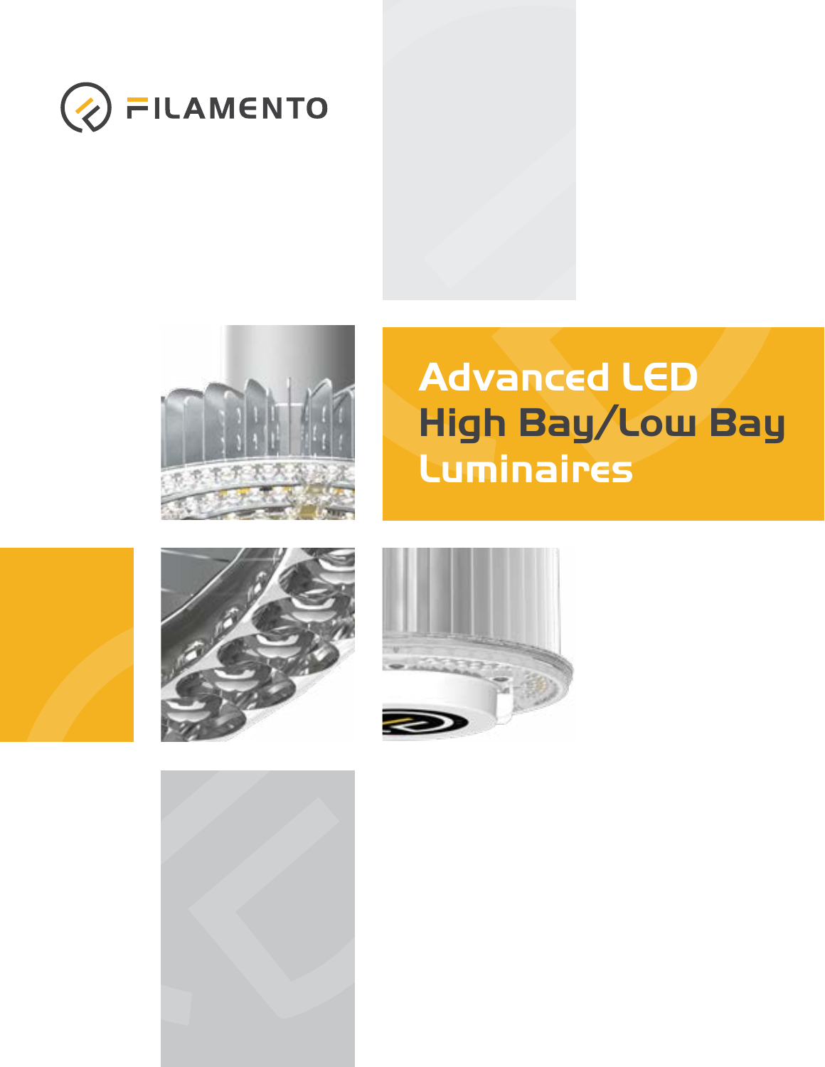FILAMENTO

# Advanced LED High Bay/Low Bay Luminaires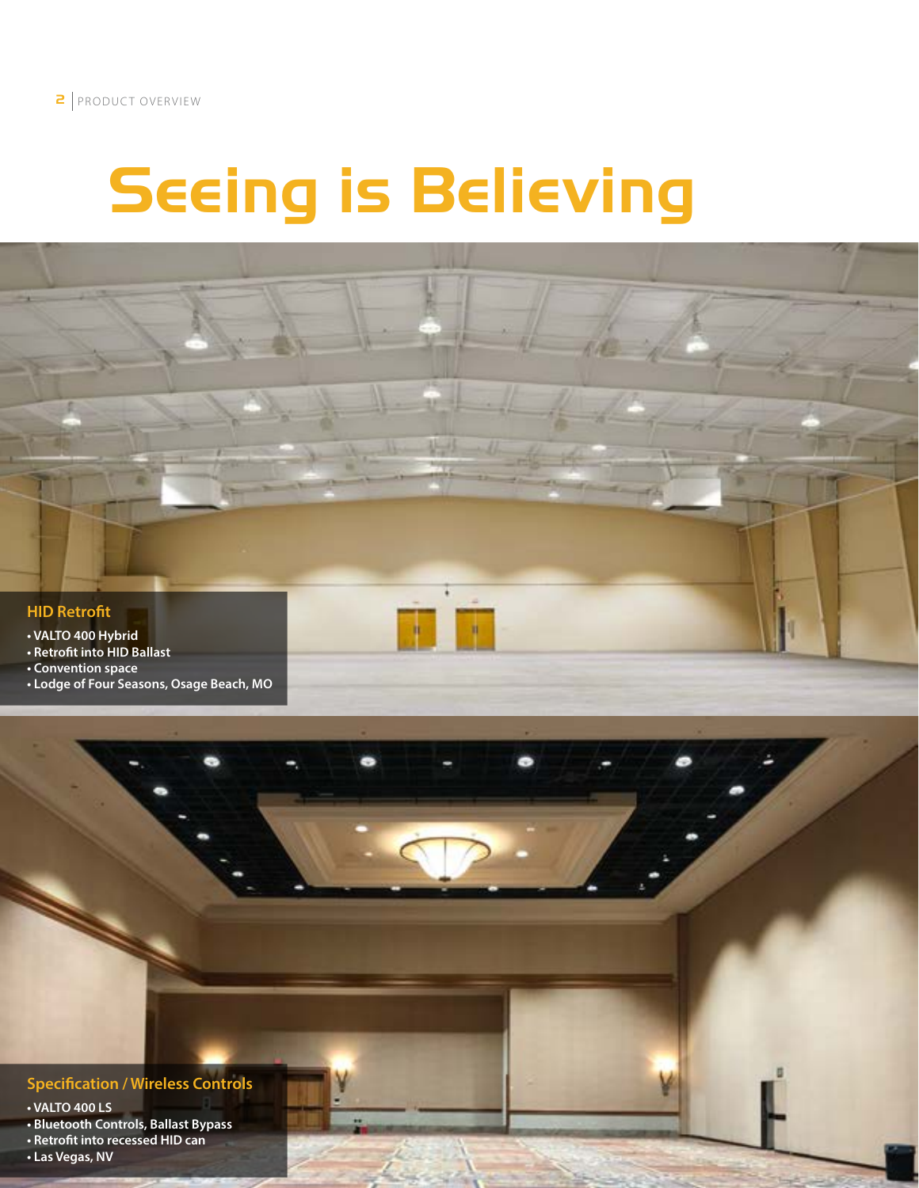# Seeing is Believing

### HID Retrofit

- VALTO 400 Hybrid
- Retrofit into HID Ballast
- Convention space
- Lodge of Four Seasons, Osage Beach, MO

### Specification / Wireless Controls

- VALTO 400 LS
- Bluetooth Controls, Ballast Bypass
- Retrofit into recessed HID can
- Las Vegas, NV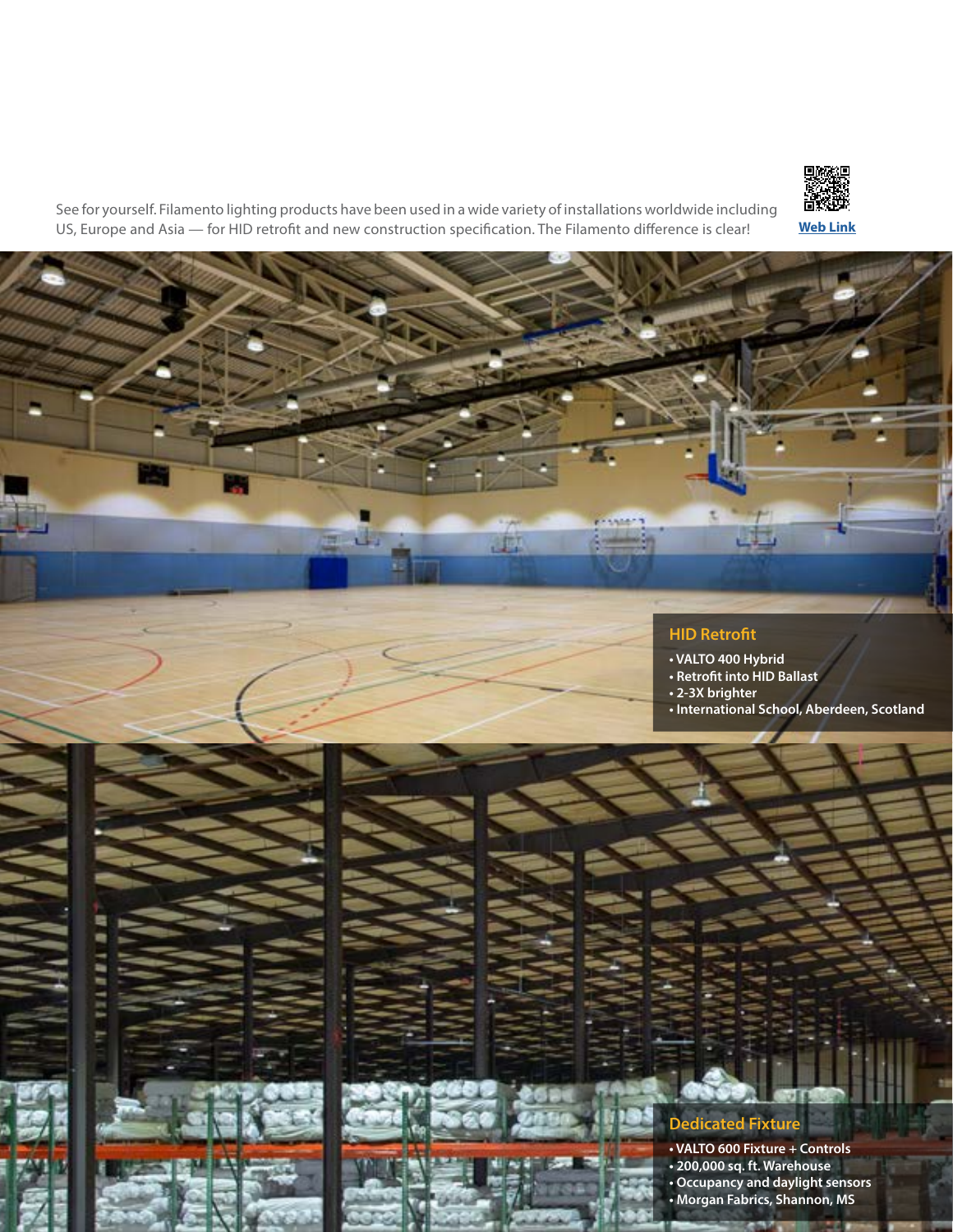See for yourself. Filamento lighting products have been used in a wide variety of installations worldwide including US, Europe and Asia — for HID retrofit and new construction specification. The Filamento difference is clear!

Web Link

## HID Retrofit

- VALTO 400 Hybrid
- Retrofit into HID Ballast
- 2-3X brighter
- International School, Aberdeen, Scotland

## Dedicated Fixture

- VALTO 600 Fixture + Controls
- 200,000 sq. ft. Warehouse
- Occupancy and daylight sensors
- Morgan Fabrics, Shannon, MS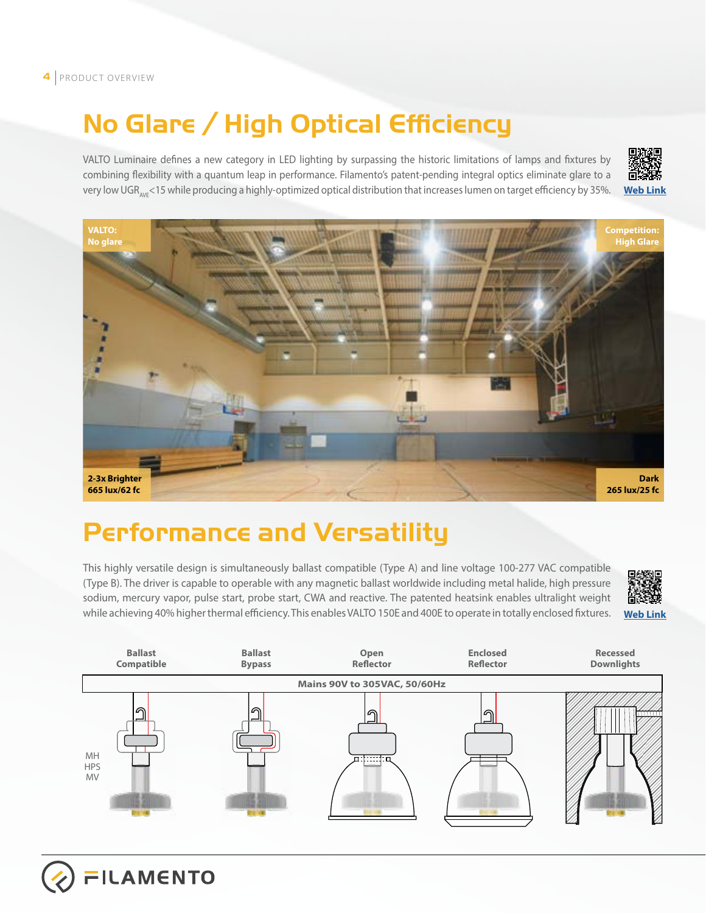# No Glare / High Optical Efficiency

VALTO Luminaire defines a new category in LED lighting by surpassing the historic limitations of lamps and fixtures by combining flexibility with a quantum leap in performance. Filamento's patent-pending integral optics eliminate glare to a very low $UGR_{AVE}$<15 while producing a highly-optimized optical distribution that increases lumen on target efficiency by 35%.

Web Link

VALTO: No glare

Competition: High Glare

2-3x Brighter 665 lux/62 fc

Dark 265 lux/25 fc

# Performance and Versatility

This highly versatile design is simultaneously ballast compatible (Type A) and line voltage 100-277 VAC compatible (Type B). The driver is capable to operable with any magnetic ballast worldwide including metal halide, high pressure sodium, mercury vapor, pulse start, probe start, CWA and reactive. The patented heatsink enables ultralight weight while achieving 40% higher thermal efficiency. This enables VALTO 150E and 400E to operate in totally enclosed fixtures.

Web Link

Ballast Compatible | Ballast Bypass | Open Reflector | Enclosed Reflector | Recessed Downlights

Mains 90V to 305VAC, 50/60Hz

MH
HPS
MV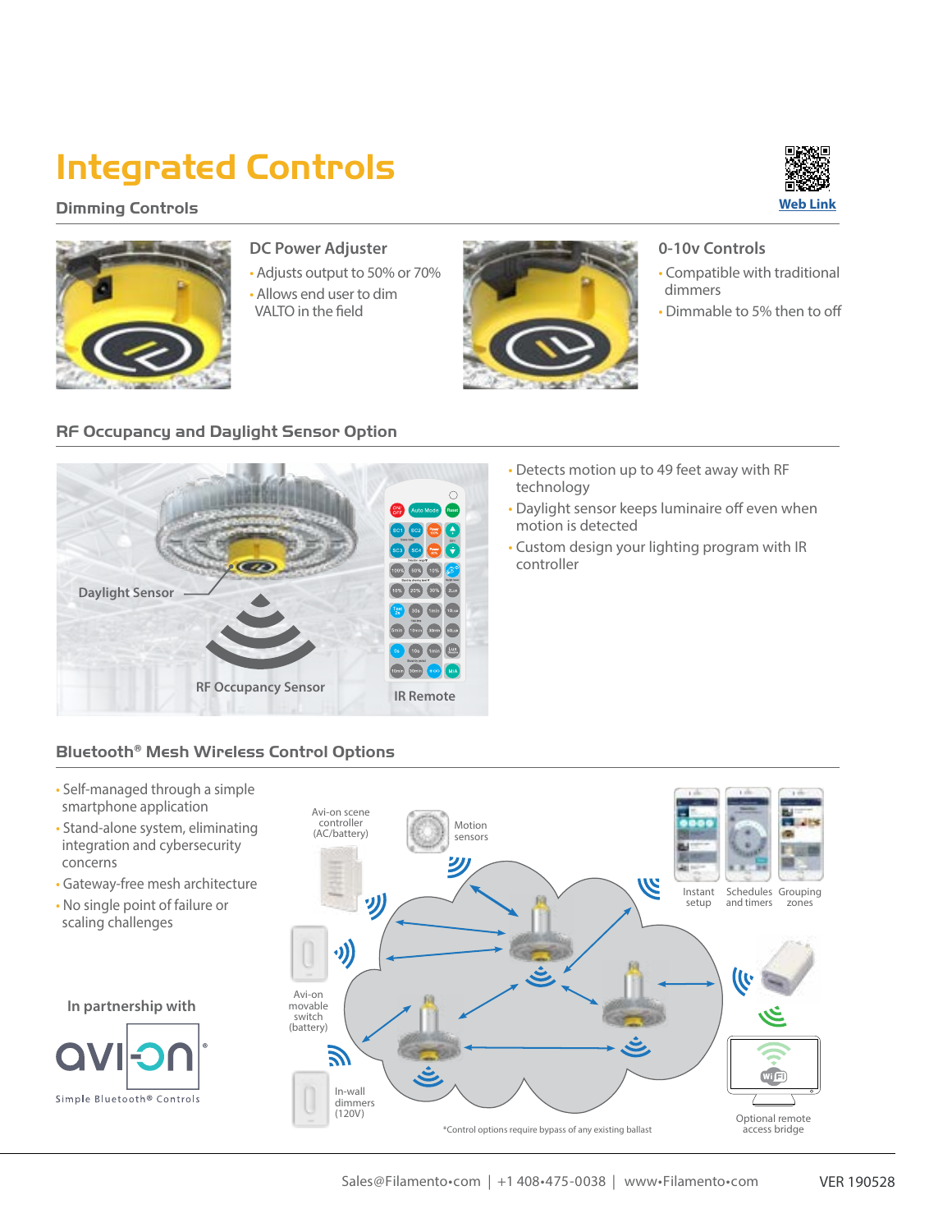# Integrated Controls

Web Link

## Dimming Controls

### DC Power Adjuster

- Adjusts output to 50% or 70%
- Allows end user to dim VALTO in the field

### 0-10v Controls

- Compatible with traditional dimmers
- Dimmable to 5% then to off

## RF Occupancy and Daylight Sensor Option

Daylight Sensor

RF Occupancy Sensor

IR Remote

- Detects motion up to 49 feet away with RF technology
- Daylight sensor keeps luminaire off even when motion is detected
- Custom design your lighting program with IR controller

## Bluetooth® Mesh Wireless Control Options

- Self-managed through a simple smartphone application
- Stand-alone system, eliminating integration and cybersecurity concerns
- Gateway-free mesh architecture
- No single point of failure or scaling challenges

In partnership with

avi-on
Simple Bluetooth® Controls

Avi-on scene controller (AC/battery)

Motion sensors

Instant setup

Schedules and timers

Grouping zones

Avi-on movable switch (battery)

In-wall dimmers (120V)

Optional remote access bridge

*Control options require bypass of any existing ballast

Sales@Filamento•com | +1 408•475-0038 | www•Filamento•com

VER 190528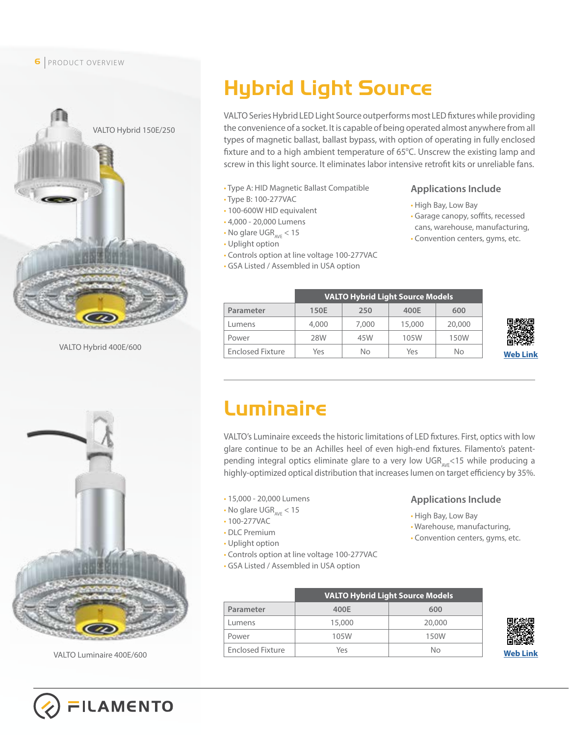# Hybrid Light Source

VALTO Hybrid 150E/250

VALTO Hybrid 400E/600

VALTO Series Hybrid LED Light Source outperforms most LED fixtures while providing the convenience of a socket. It is capable of being operated almost anywhere from all types of magnetic ballast, ballast bypass, with option of operating in fully enclosed fixture and to a high ambient temperature of 65°C. Unscrew the existing lamp and screw in this light source. It eliminates labor intensive retrofit kits or unreliable fans.

- Type A: HID Magnetic Ballast Compatible
- Type B: 100-277VAC
- 100-600W HID equivalent
- 4,000 - 20,000 Lumens
- No glare $UGR_{AVE}$ < 15
- Uplight option
- Controls option at line voltage 100-277VAC
- GSA Listed / Assembled in USA option

### Applications Include

- High Bay, Low Bay
- Garage canopy, soffits, recessed cans, warehouse, manufacturing,
- Convention centers, gyms, etc.

| | VALTO Hybrid Light Source Models | | | |
|---|---|---|---|---|
| Parameter | 150E | 250 | 400E | 600 |
| Lumens | 4,000 | 7,000 | 15,000 | 20,000 |
| Power | 28W | 45W | 105W | 150W |
| Enclosed Fixture | Yes | No | Yes | No |

Web Link

# Luminaire

VALTO Luminaire 400E/600

VALTO's Luminaire exceeds the historic limitations of LED fixtures. First, optics with low glare continue to be an Achilles heel of even high-end fixtures. Filamento's patent-pending integral optics eliminate glare to a very low $UGR_{AVE}$<15 while producing a highly-optimized optical distribution that increases lumen on target efficiency by 35%.

- 15,000 - 20,000 Lumens
- No glare $UGR_{AVE}$ < 15
- 100-277VAC
- DLC Premium
- Uplight option
- Controls option at line voltage 100-277VAC
- GSA Listed / Assembled in USA option

### Applications Include

- High Bay, Low Bay
- Warehouse, manufacturing,
- Convention centers, gyms, etc.

| | VALTO Hybrid Light Source Models | |
|---|---|---|
| Parameter | 400E | 600 |
| Lumens | 15,000 | 20,000 |
| Power | 105W | 150W |
| Enclosed Fixture | Yes | No |

Web Link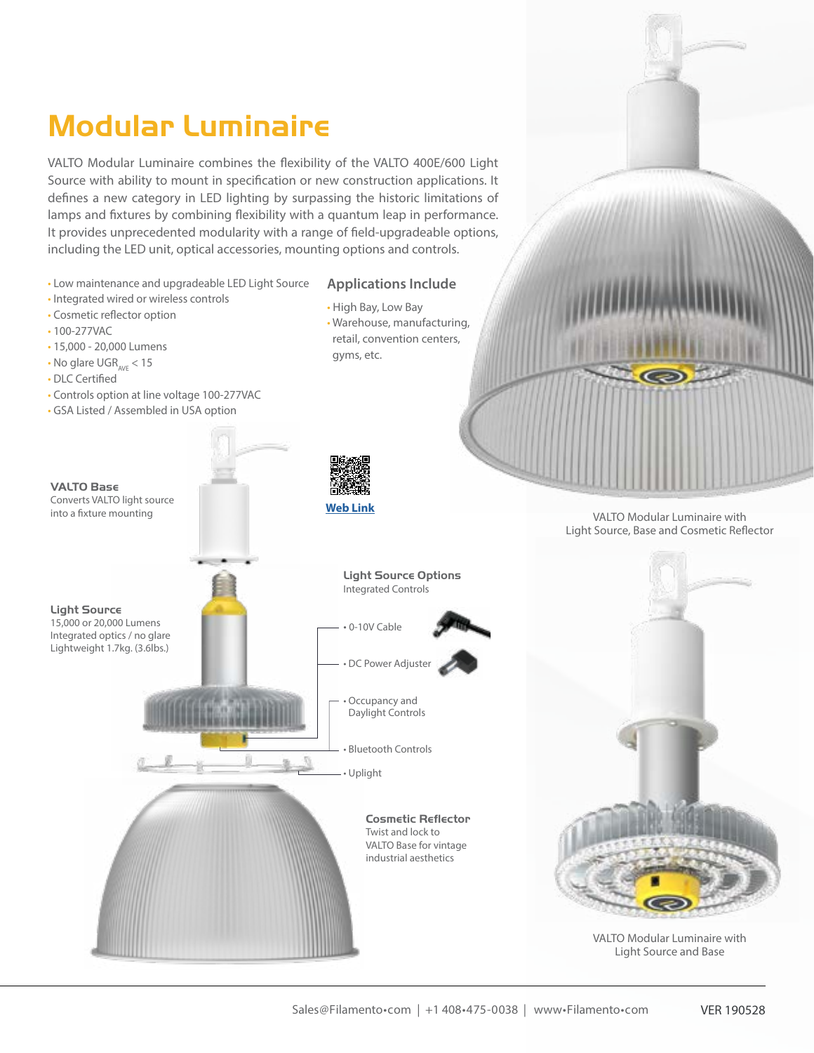# Modular Luminaire

VALTO Modular Luminaire combines the flexibility of the VALTO 400E/600 Light Source with ability to mount in specification or new construction applications. It defines a new category in LED lighting by surpassing the historic limitations of lamps and fixtures by combining flexibility with a quantum leap in performance. It provides unprecedented modularity with a range of field-upgradeable options, including the LED unit, optical accessories, mounting options and controls.

- Low maintenance and upgradeable LED Light Source
- Integrated wired or wireless controls
- Cosmetic reflector option
- 100-277VAC
- 15,000 - 20,000 Lumens
- No glare $UGR_{AVE}$ < 15
- DLC Certified
- Controls option at line voltage 100-277VAC
- GSA Listed / Assembled in USA option

## Applications Include

- High Bay, Low Bay
- Warehouse, manufacturing, retail, convention centers, gyms, etc.

Web Link

VALTO Modular Luminaire with Light Source, Base and Cosmetic Reflector

### VALTO Base

Converts VALTO light source into a fixture mounting

### Light Source

15,000 or 20,000 Lumens
Integrated optics / no glare
Lightweight 1.7kg. (3.6lbs.)

### Light Source Options

Integrated Controls

- 0-10V Cable
- DC Power Adjuster
- Occupancy and Daylight Controls
- Bluetooth Controls
- Uplight

### Cosmetic Reflector

Twist and lock to VALTO Base for vintage industrial aesthetics

VALTO Modular Luminaire with Light Source and Base

Sales@Filamento•com | +1 408•475-0038 | www•Filamento•com

VER 190528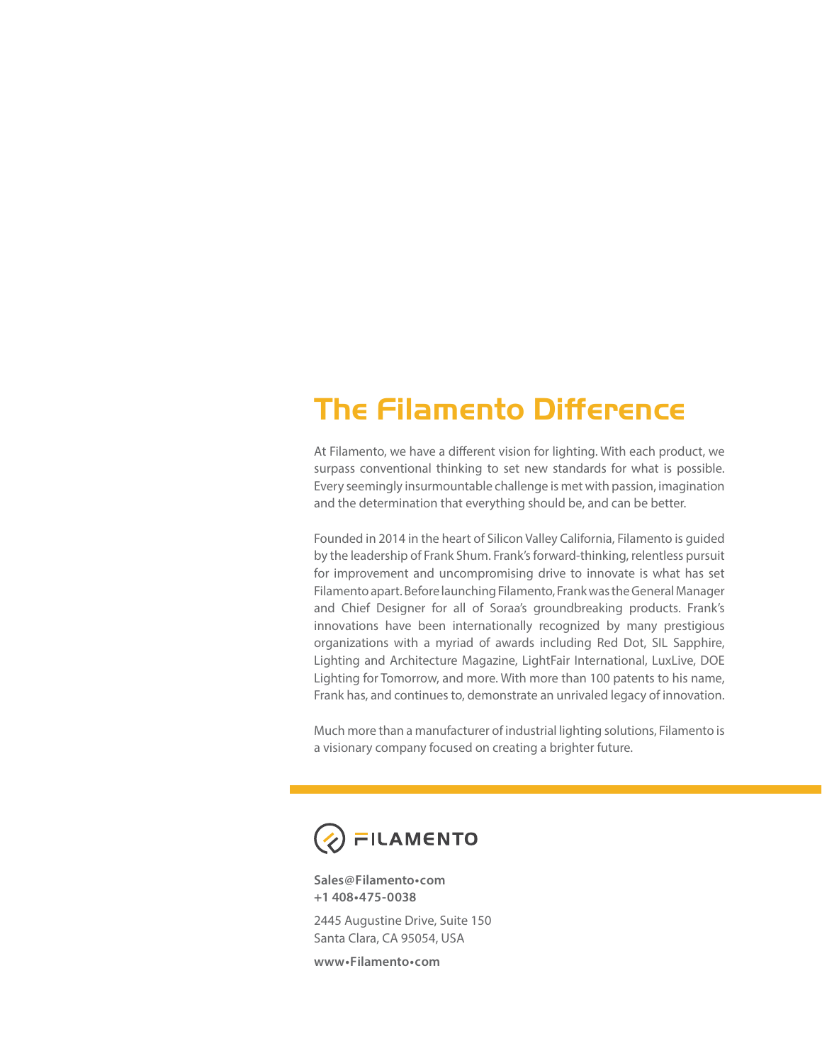# The Filamento Difference

At Filamento, we have a different vision for lighting. With each product, we surpass conventional thinking to set new standards for what is possible. Every seemingly insurmountable challenge is met with passion, imagination and the determination that everything should be, and can be better.

Founded in 2014 in the heart of Silicon Valley California, Filamento is guided by the leadership of Frank Shum. Frank's forward-thinking, relentless pursuit for improvement and uncompromising drive to innovate is what has set Filamento apart. Before launching Filamento, Frank was the General Manager and Chief Designer for all of Soraa's groundbreaking products. Frank's innovations have been internationally recognized by many prestigious organizations with a myriad of awards including Red Dot, SIL Sapphire, Lighting and Architecture Magazine, LightFair International, LuxLive, DOE Lighting for Tomorrow, and more. With more than 100 patents to his name, Frank has, and continues to, demonstrate an unrivaled legacy of innovation.

Much more than a manufacturer of industrial lighting solutions, Filamento is a visionary company focused on creating a brighter future.

FILAMENTO

**Sales@Filamento•com**
**+1 408•475-0038**

2445 Augustine Drive, Suite 150
Santa Clara, CA 95054, USA

**www•Filamento•com**